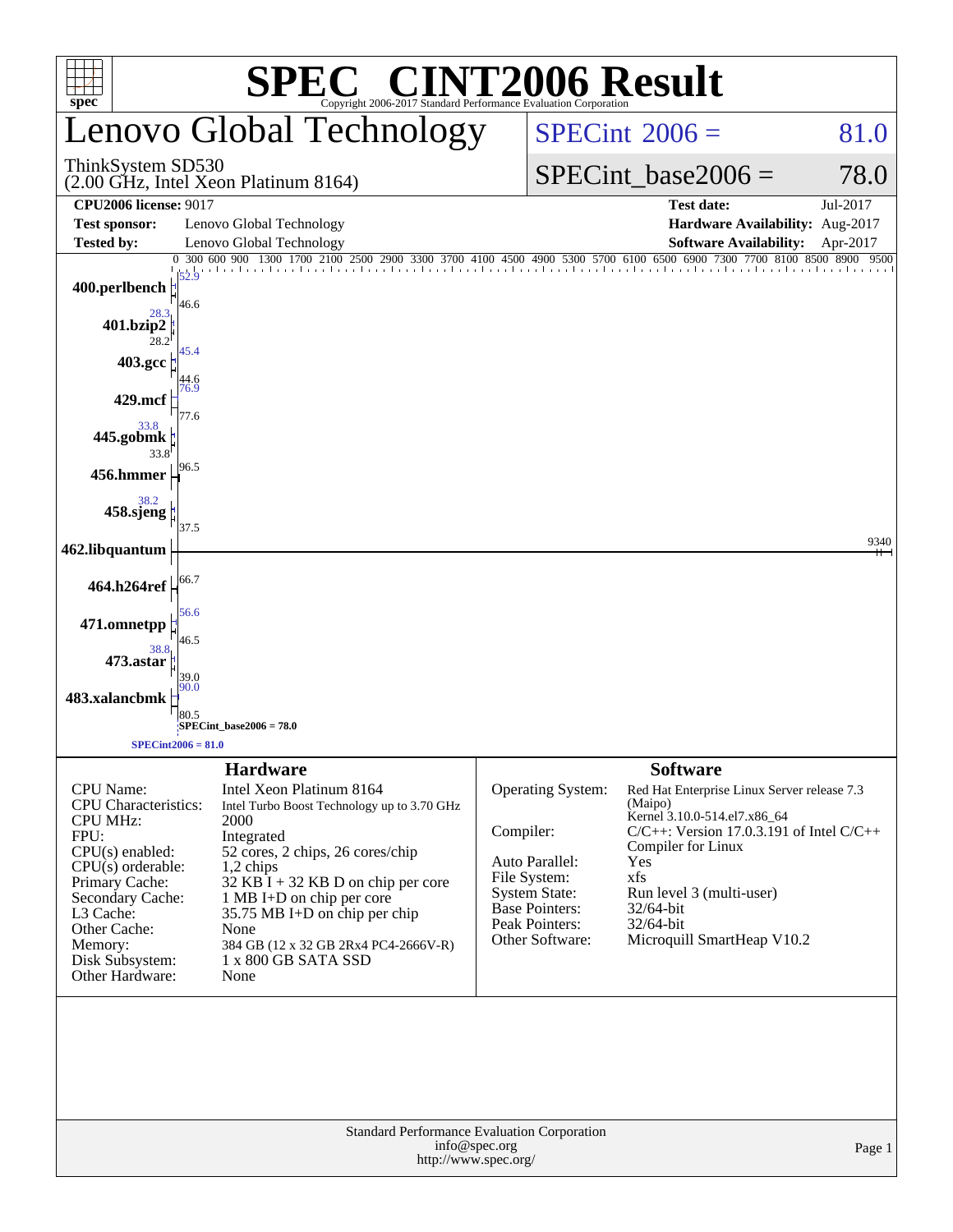# SPEC® CINT2006 Result

Copyright 2006-2017 Standard Performance Evaluation Corporation

## Lenovo Global Technology

ThinkSystem SD530
(2.00 GHz, Intel Xeon Platinum 8164)

SPECint 2006 = 81.0

SPECint_base2006 = 78.0

| | | | |
|---|---|---|---|
| **CPU2006 license:** 9017 | | **Test date:** | Jul-2017 |
| **Test sponsor:** | Lenovo Global Technology | **Hardware Availability:** | Aug-2017 |
| **Tested by:** | Lenovo Global Technology | **Software Availability:** | Apr-2017 |

| Benchmark | Peak | Base |
|---|---|---|
| 400.perlbench | 52.9 | 46.6 |
| 401.bzip2 | 28.3 | 28.2 |
| 403.gcc | 45.4 | 44.6 |
| 429.mcf | 76.9 | 77.6 |
| 445.gobmk | 33.8 | 33.8 |
| 456.hmmer | | 96.5 |
| 458.sjeng | 38.2 | 37.5 |
| 462.libquantum | | 9340 |
| 464.h264ref | | 66.7 |
| 471.omnetpp | 56.6 | 46.5 |
| 473.astar | 38.8 | 39.0 |
| 483.xalancbmk | 90.0 | 80.5 |

SPECint_base2006 = 78.0

SPECint2006 = 81.0

## Hardware

| | |
|---|---|
| CPU Name: | Intel Xeon Platinum 8164 |
| CPU Characteristics: | Intel Turbo Boost Technology up to 3.70 GHz |
| CPU MHz: | 2000 |
| FPU: | Integrated |
| CPU(s) enabled: | 52 cores, 2 chips, 26 cores/chip |
| CPU(s) orderable: | 1,2 chips |
| Primary Cache: | 32 KB I + 32 KB D on chip per core |
| Secondary Cache: | 1 MB I+D on chip per core |
| L3 Cache: | 35.75 MB I+D on chip per chip |
| Other Cache: | None |
| Memory: | 384 GB (12 x 32 GB 2Rx4 PC4-2666V-R) |
| Disk Subsystem: | 1 x 800 GB SATA SSD |
| Other Hardware: | None |

## Software

| | |
|---|---|
| Operating System: | Red Hat Enterprise Linux Server release 7.3 (Maipo) Kernel 3.10.0-514.el7.x86_64 |
| Compiler: | C/C++: Version 17.0.3.191 of Intel C/C++ Compiler for Linux |
| Auto Parallel: | Yes |
| File System: | xfs |
| System State: | Run level 3 (multi-user) |
| Base Pointers: | 32/64-bit |
| Peak Pointers: | 32/64-bit |
| Other Software: | Microquill SmartHeap V10.2 |

Standard Performance Evaluation Corporation
info@spec.org
http://www.spec.org/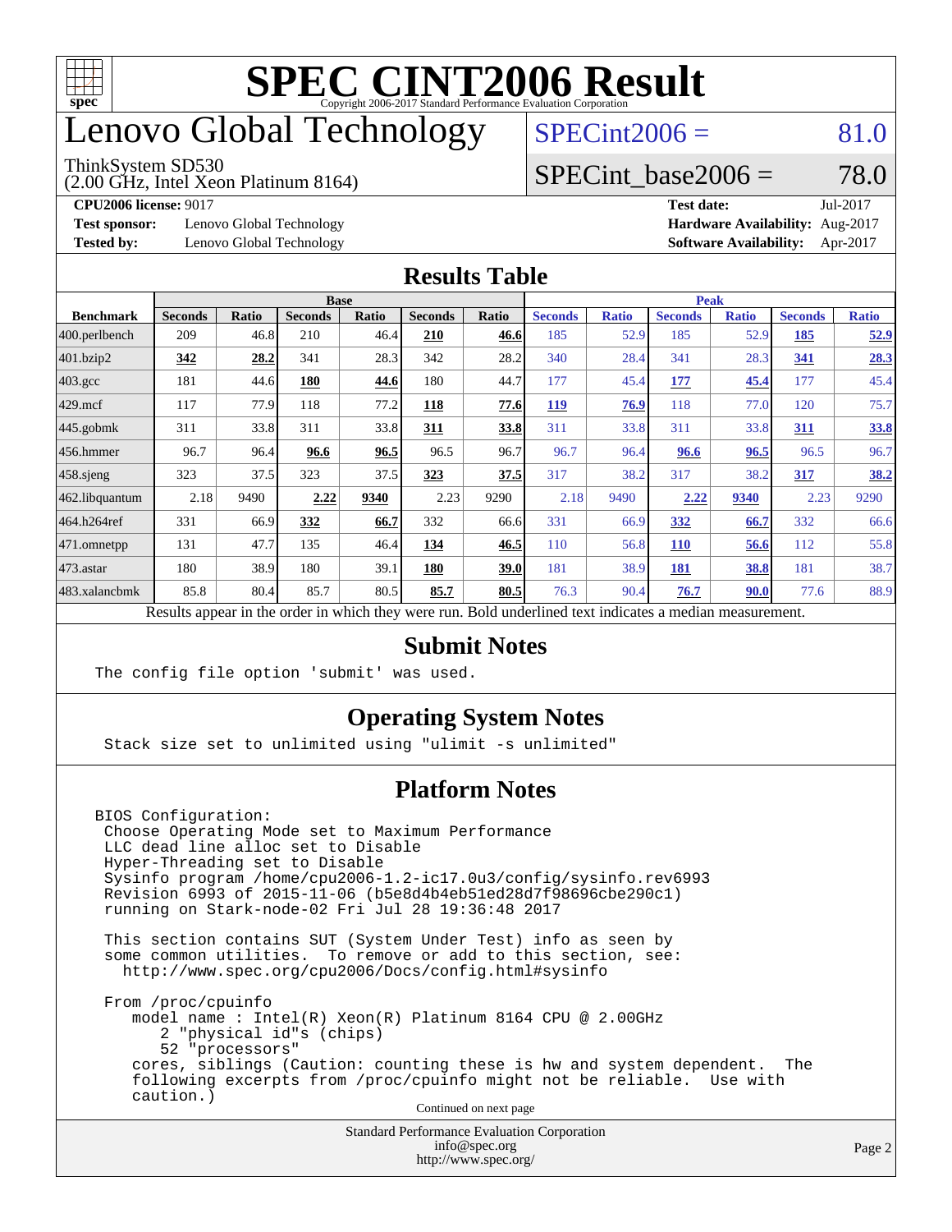# SPEC CINT2006 Result

Copyright 2006-2017 Standard Performance Evaluation Corporation

# Lenovo Global Technology

ThinkSystem SD530
(2.00 GHz, Intel Xeon Platinum 8164)

SPECint2006 = 81.0

SPECint_base2006 = 78.0

**CPU2006 license:** 9017
**Test sponsor:** Lenovo Global Technology
**Tested by:** Lenovo Global Technology

**Test date:** Jul-2017
**Hardware Availability:** Aug-2017
**Software Availability:** Apr-2017

## Results Table

| Benchmark | Base | | | | | | Peak | | | | | |
|---|---|---|---|---|---|---|---|---|---|---|---|---|
| | Seconds | Ratio | Seconds | Ratio | Seconds | Ratio | Seconds | Ratio | Seconds | Ratio | Seconds | Ratio |
| 400.perlbench | 209 | 46.8 | 210 | 46.4 | **210** | **46.6** | 185 | 52.9 | 185 | 52.9 | **185** | **52.9** |
| 401.bzip2 | **342** | **28.2** | 341 | 28.3 | 342 | 28.2 | 340 | 28.4 | 341 | 28.3 | **341** | **28.3** |
| 403.gcc | 181 | 44.6 | **180** | **44.6** | 180 | 44.7 | 177 | 45.4 | **177** | **45.4** | 177 | 45.4 |
| 429.mcf | 117 | 77.9 | 118 | 77.2 | **118** | **77.6** | **119** | **76.9** | 118 | 77.0 | 120 | 75.7 |
| 445.gobmk | 311 | 33.8 | 311 | 33.8 | **311** | **33.8** | 311 | 33.8 | 311 | 33.8 | **311** | **33.8** |
| 456.hmmer | 96.7 | 96.4 | **96.6** | **96.5** | 96.5 | 96.7 | 96.7 | 96.4 | **96.6** | **96.5** | 96.5 | 96.7 |
| 458.sjeng | 323 | 37.5 | 323 | 37.5 | **323** | **37.5** | 317 | 38.2 | 317 | 38.2 | **317** | **38.2** |
| 462.libquantum | 2.18 | 9490 | **2.22** | **9340** | 2.23 | 9290 | 2.18 | 9490 | **2.22** | **9340** | 2.23 | 9290 |
| 464.h264ref | 331 | 66.9 | **332** | **66.7** | 332 | 66.6 | 331 | 66.9 | **332** | **66.7** | 332 | 66.6 |
| 471.omnetpp | 131 | 47.7 | 135 | 46.4 | **134** | **46.5** | 110 | 56.8 | **110** | **56.6** | 112 | 55.8 |
| 473.astar | 180 | 38.9 | 180 | 39.1 | **180** | **39.0** | 181 | 38.9 | **181** | **38.8** | 181 | 38.7 |
| 483.xalancbmk | 85.8 | 80.4 | 85.7 | 80.5 | **85.7** | **80.5** | 76.3 | 90.4 | **76.7** | **90.0** | 77.6 | 88.9 |

Results appear in the order in which they were run. Bold underlined text indicates a median measurement.

## Submit Notes

```
The config file option 'submit' was used.
```

## Operating System Notes

```
Stack size set to unlimited using "ulimit -s unlimited"
```

## Platform Notes

```
BIOS Configuration:
 Choose Operating Mode set to Maximum Performance
 LLC dead line alloc set to Disable
 Hyper-Threading set to Disable
 Sysinfo program /home/cpu2006-1.2-ic17.0u3/config/sysinfo.rev6993
 Revision 6993 of 2015-11-06 (b5e8d4b4eb51ed28d7f98696cbe290c1)
 running on Stark-node-02 Fri Jul 28 19:36:48 2017

 This section contains SUT (System Under Test) info as seen by
 some common utilities.  To remove or add to this section, see:
   http://www.spec.org/cpu2006/Docs/config.html#sysinfo

 From /proc/cpuinfo
    model name : Intel(R) Xeon(R) Platinum 8164 CPU @ 2.00GHz
       2 "physical id"s (chips)
       52 "processors"
    cores, siblings (Caution: counting these is hw and system dependent.  The
    following excerpts from /proc/cpuinfo might not be reliable.  Use with
    caution.)
```

Continued on next page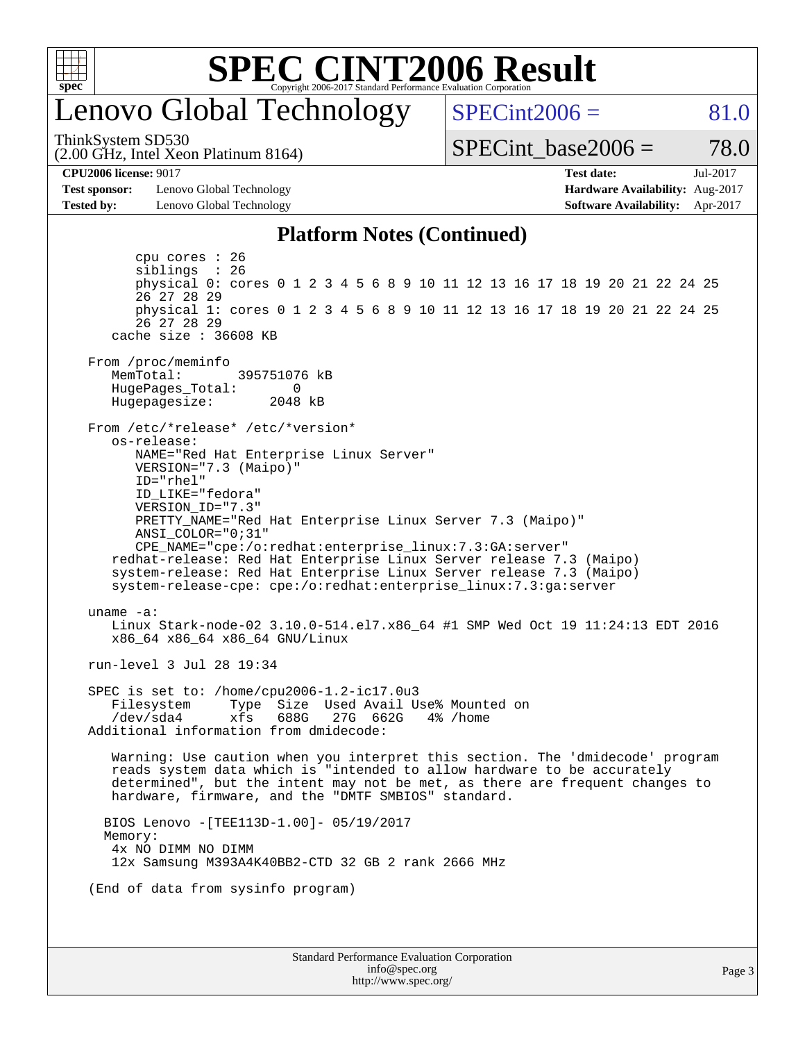# SPEC CINT2006 Result

Copyright 2006-2017 Standard Performance Evaluation Corporation

## Lenovo Global Technology

ThinkSystem SD530
(2.00 GHz, Intel Xeon Platinum 8164)

SPECint2006 = 81.0

SPECint_base2006 = 78.0

**CPU2006 license:** 9017
**Test sponsor:** Lenovo Global Technology
**Tested by:** Lenovo Global Technology

**Test date:** Jul-2017
**Hardware Availability:** Aug-2017
**Software Availability:** Apr-2017

### Platform Notes (Continued)

```
        cpu cores : 26
        siblings  : 26
        physical 0: cores 0 1 2 3 4 5 6 8 9 10 11 12 13 16 17 18 19 20 21 22 24 25
        26 27 28 29
        physical 1: cores 0 1 2 3 4 5 6 8 9 10 11 12 13 16 17 18 19 20 21 22 24 25
        26 27 28 29
     cache size : 36608 KB

  From /proc/meminfo
     MemTotal:       395751076 kB
     HugePages_Total:       0
     Hugepagesize:       2048 kB

  From /etc/*release* /etc/*version*
     os-release:
        NAME="Red Hat Enterprise Linux Server"
        VERSION="7.3 (Maipo)"
        ID="rhel"
        ID_LIKE="fedora"
        VERSION_ID="7.3"
        PRETTY_NAME="Red Hat Enterprise Linux Server 7.3 (Maipo)"
        ANSI_COLOR="0;31"
        CPE_NAME="cpe:/o:redhat:enterprise_linux:7.3:GA:server"
     redhat-release: Red Hat Enterprise Linux Server release 7.3 (Maipo)
     system-release: Red Hat Enterprise Linux Server release 7.3 (Maipo)
     system-release-cpe: cpe:/o:redhat:enterprise_linux:7.3:ga:server

  uname -a:
     Linux Stark-node-02 3.10.0-514.el7.x86_64 #1 SMP Wed Oct 19 11:24:13 EDT 2016
     x86_64 x86_64 x86_64 GNU/Linux

  run-level 3 Jul 28 19:34

  SPEC is set to: /home/cpu2006-1.2-ic17.0u3
     Filesystem     Type  Size  Used Avail Use% Mounted on
     /dev/sda4      xfs   688G   27G  662G   4% /home
  Additional information from dmidecode:

     Warning: Use caution when you interpret this section. The 'dmidecode' program
     reads system data which is "intended to allow hardware to be accurately
     determined", but the intent may not be met, as there are frequent changes to
     hardware, firmware, and the "DMTF SMBIOS" standard.

    BIOS Lenovo -[TEE113D-1.00]- 05/19/2017
    Memory:
     4x NO DIMM NO DIMM
     12x Samsung M393A4K40BB2-CTD 32 GB 2 rank 2666 MHz

  (End of data from sysinfo program)
```

Standard Performance Evaluation Corporation
info@spec.org
http://www.spec.org/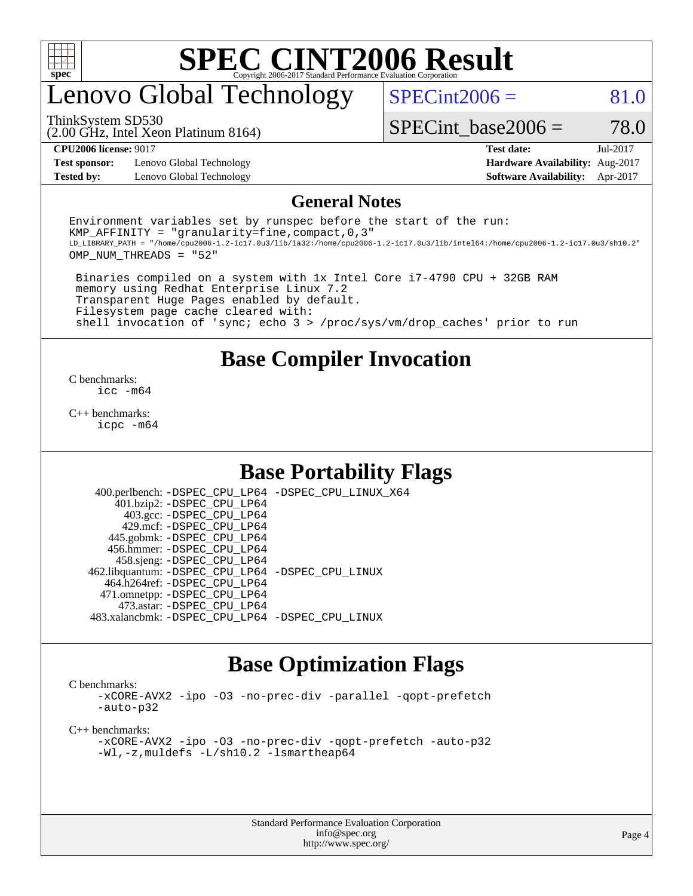# SPEC CINT2006 Result

Copyright 2006-2017 Standard Performance Evaluation Corporation

## Lenovo Global Technology

ThinkSystem SD530
(2.00 GHz, Intel Xeon Platinum 8164)

SPECint2006 = 81.0

SPECint_base2006 = 78.0

**CPU2006 license:** 9017
**Test sponsor:** Lenovo Global Technology
**Tested by:** Lenovo Global Technology

**Test date:** Jul-2017
**Hardware Availability:** Aug-2017
**Software Availability:** Apr-2017

## General Notes

```
Environment variables set by runspec before the start of the run:
KMP_AFFINITY = "granularity=fine,compact,0,3"
LD_LIBRARY_PATH = "/home/cpu2006-1.2-ic17.0u3/lib/ia32:/home/cpu2006-1.2-ic17.0u3/lib/intel64:/home/cpu2006-1.2-ic17.0u3/sh10.2"
OMP_NUM_THREADS = "52"

 Binaries compiled on a system with 1x Intel Core i7-4790 CPU + 32GB RAM
 memory using Redhat Enterprise Linux 7.2
 Transparent Huge Pages enabled by default.
 Filesystem page cache cleared with:
 shell invocation of 'sync; echo 3 > /proc/sys/vm/drop_caches' prior to run
```

## Base Compiler Invocation

C benchmarks:
`icc -m64`

C++ benchmarks:
`icpc -m64`

## Base Portability Flags

| Benchmark | Flags |
|---|---|
| 400.perlbench: | -DSPEC_CPU_LP64 -DSPEC_CPU_LINUX_X64 |
| 401.bzip2: | -DSPEC_CPU_LP64 |
| 403.gcc: | -DSPEC_CPU_LP64 |
| 429.mcf: | -DSPEC_CPU_LP64 |
| 445.gobmk: | -DSPEC_CPU_LP64 |
| 456.hmmer: | -DSPEC_CPU_LP64 |
| 458.sjeng: | -DSPEC_CPU_LP64 |
| 462.libquantum: | -DSPEC_CPU_LP64 -DSPEC_CPU_LINUX |
| 464.h264ref: | -DSPEC_CPU_LP64 |
| 471.omnetpp: | -DSPEC_CPU_LP64 |
| 473.astar: | -DSPEC_CPU_LP64 |
| 483.xalancbmk: | -DSPEC_CPU_LP64 -DSPEC_CPU_LINUX |

## Base Optimization Flags

C benchmarks:
```
-xCORE-AVX2 -ipo -O3 -no-prec-div -parallel -qopt-prefetch
-auto-p32
```

C++ benchmarks:
```
-xCORE-AVX2 -ipo -O3 -no-prec-div -qopt-prefetch -auto-p32
-Wl,-z,muldefs -L/sh10.2 -lsmartheap64
```

Standard Performance Evaluation Corporation
info@spec.org
http://www.spec.org/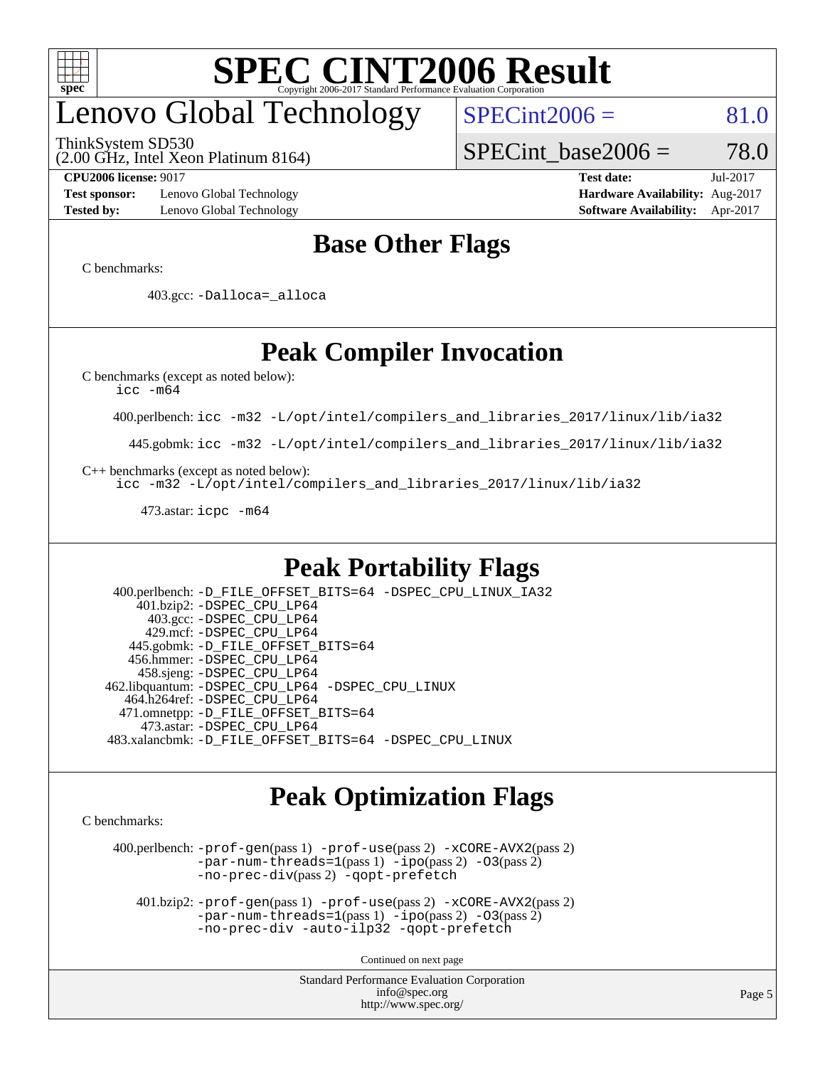# Lenovo Global Technology

ThinkSystem SD530
(2.00 GHz, Intel Xeon Platinum 8164)

SPECint2006 = 81.0

SPECint_base2006 = 78.0

**CPU2006 license:** 9017
**Test sponsor:** Lenovo Global Technology
**Tested by:** Lenovo Global Technology

**Test date:** Jul-2017
**Hardware Availability:** Aug-2017
**Software Availability:** Apr-2017

## Base Other Flags

C benchmarks:

403.gcc: -Dalloca=_alloca

## Peak Compiler Invocation

C benchmarks (except as noted below):
icc -m64

400.perlbench: icc -m32 -L/opt/intel/compilers_and_libraries_2017/linux/lib/ia32

445.gobmk: icc -m32 -L/opt/intel/compilers_and_libraries_2017/linux/lib/ia32

C++ benchmarks (except as noted below):
icc -m32 -L/opt/intel/compilers_and_libraries_2017/linux/lib/ia32

473.astar: icpc -m64

## Peak Portability Flags

400.perlbench: -D_FILE_OFFSET_BITS=64 -DSPEC_CPU_LINUX_IA32
401.bzip2: -DSPEC_CPU_LP64
403.gcc: -DSPEC_CPU_LP64
429.mcf: -DSPEC_CPU_LP64
445.gobmk: -D_FILE_OFFSET_BITS=64
456.hmmer: -DSPEC_CPU_LP64
458.sjeng: -DSPEC_CPU_LP64
462.libquantum: -DSPEC_CPU_LP64 -DSPEC_CPU_LINUX
464.h264ref: -DSPEC_CPU_LP64
471.omnetpp: -D_FILE_OFFSET_BITS=64
473.astar: -DSPEC_CPU_LP64
483.xalancbmk: -D_FILE_OFFSET_BITS=64 -DSPEC_CPU_LINUX

## Peak Optimization Flags

C benchmarks:

400.perlbench: -prof-gen(pass 1) -prof-use(pass 2) -xCORE-AVX2(pass 2) -par-num-threads=1(pass 1) -ipo(pass 2) -O3(pass 2) -no-prec-div(pass 2) -qopt-prefetch

401.bzip2: -prof-gen(pass 1) -prof-use(pass 2) -xCORE-AVX2(pass 2) -par-num-threads=1(pass 1) -ipo(pass 2) -O3(pass 2) -no-prec-div -auto-ilp32 -qopt-prefetch

Continued on next page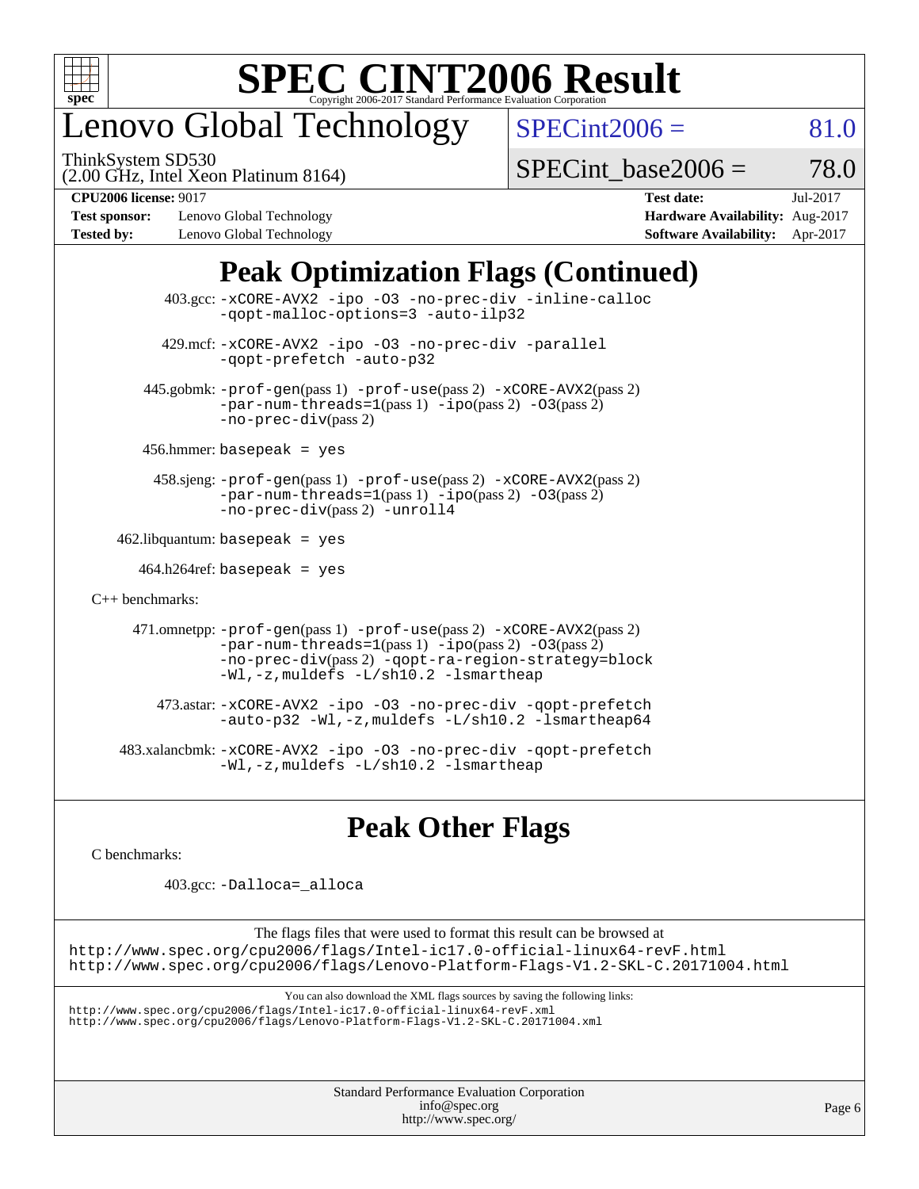# SPEC CINT2006 Result

## Lenovo Global Technology

ThinkSystem SD530
(2.00 GHz, Intel Xeon Platinum 8164)

SPECint2006 = 81.0

SPECint_base2006 = 78.0

| | | | |
|---|---|---|---|
| **CPU2006 license:** 9017 | | **Test date:** | Jul-2017 |
| **Test sponsor:** | Lenovo Global Technology | **Hardware Availability:** | Aug-2017 |
| **Tested by:** | Lenovo Global Technology | **Software Availability:** | Apr-2017 |

## Peak Optimization Flags (Continued)

403.gcc: -xCORE-AVX2 -ipo -O3 -no-prec-div -inline-calloc -qopt-malloc-options=3 -auto-ilp32

429.mcf: -xCORE-AVX2 -ipo -O3 -no-prec-div -parallel -qopt-prefetch -auto-p32

445.gobmk: -prof-gen(pass 1) -prof-use(pass 2) -xCORE-AVX2(pass 2) -par-num-threads=1(pass 1) -ipo(pass 2) -O3(pass 2) -no-prec-div(pass 2)

456.hmmer: basepeak = yes

458.sjeng: -prof-gen(pass 1) -prof-use(pass 2) -xCORE-AVX2(pass 2) -par-num-threads=1(pass 1) -ipo(pass 2) -O3(pass 2) -no-prec-div(pass 2) -unroll4

462.libquantum: basepeak = yes

464.h264ref: basepeak = yes

C++ benchmarks:

471.omnetpp: -prof-gen(pass 1) -prof-use(pass 2) -xCORE-AVX2(pass 2) -par-num-threads=1(pass 1) -ipo(pass 2) -O3(pass 2) -no-prec-div(pass 2) -qopt-ra-region-strategy=block -Wl,-z,muldefs -L/sh10.2 -lsmartheap

473.astar: -xCORE-AVX2 -ipo -O3 -no-prec-div -qopt-prefetch -auto-p32 -Wl,-z,muldefs -L/sh10.2 -lsmartheap64

483.xalancbmk: -xCORE-AVX2 -ipo -O3 -no-prec-div -qopt-prefetch -Wl,-z,muldefs -L/sh10.2 -lsmartheap

## Peak Other Flags

C benchmarks:

403.gcc: -Dalloca=_alloca

The flags files that were used to format this result can be browsed at
http://www.spec.org/cpu2006/flags/Intel-ic17.0-official-linux64-revF.html
http://www.spec.org/cpu2006/flags/Lenovo-Platform-Flags-V1.2-SKL-C.20171004.html

You can also download the XML flags sources by saving the following links:
http://www.spec.org/cpu2006/flags/Intel-ic17.0-official-linux64-revF.xml
http://www.spec.org/cpu2006/flags/Lenovo-Platform-Flags-V1.2-SKL-C.20171004.xml

Standard Performance Evaluation Corporation
info@spec.org
http://www.spec.org/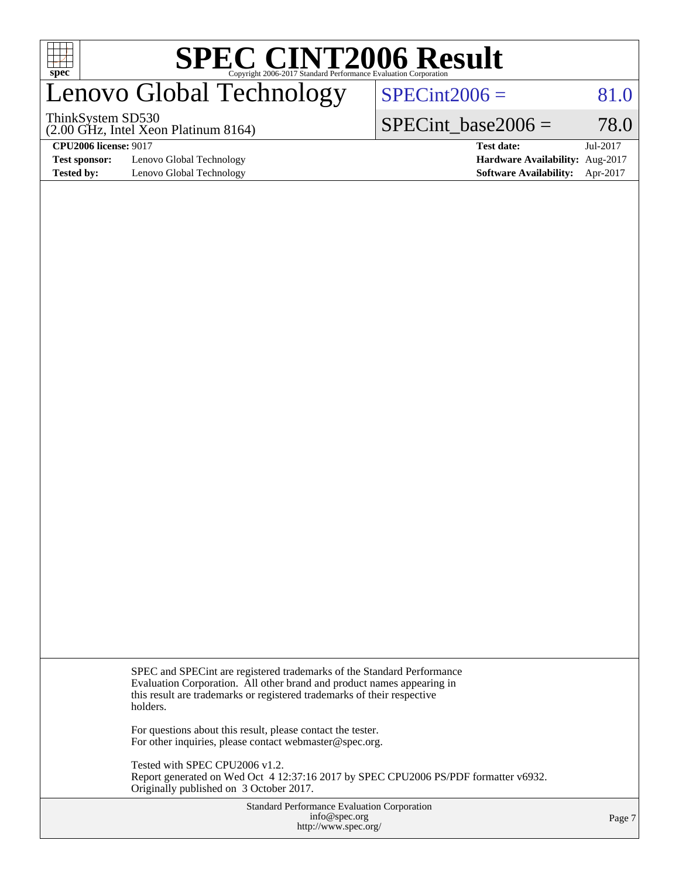SPEC and SPECint are registered trademarks of the Standard Performance Evaluation Corporation. All other brand and product names appearing in this result are trademarks or registered trademarks of their respective holders.

For questions about this result, please contact the tester.
For other inquiries, please contact webmaster@spec.org.

Tested with SPEC CPU2006 v1.2.
Report generated on Wed Oct 4 12:37:16 2017 by SPEC CPU2006 PS/PDF formatter v6932.
Originally published on 3 October 2017.